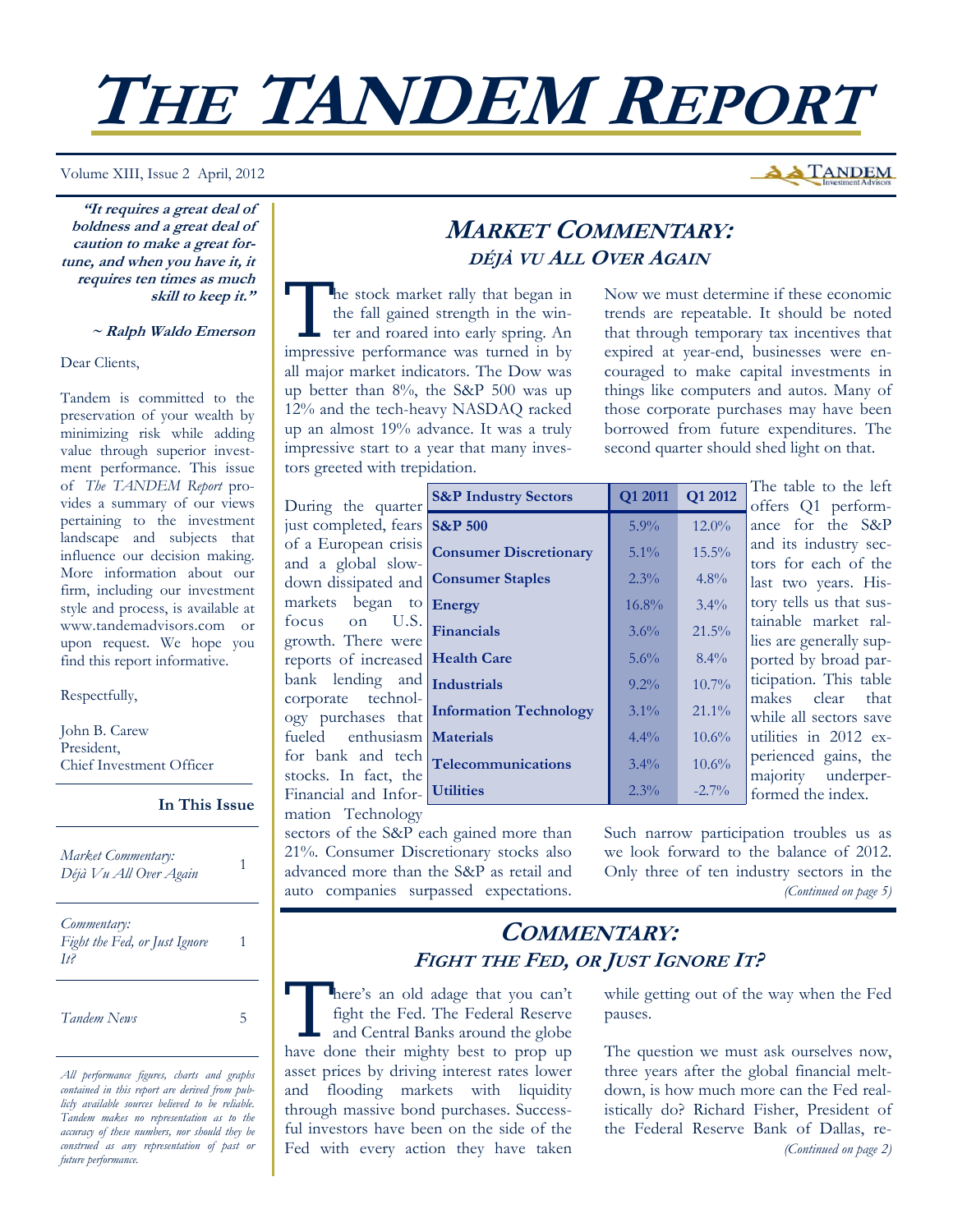# THE TANDEM REPORT

Volume XIII, Issue 2 April, 2012

***"It requires a great deal of boldness and a great deal of caution to make a great fortune, and when you have it, it requires ten times as much skill to keep it."***

***~ Ralph Waldo Emerson***

Dear Clients,

Tandem is committed to the preservation of your wealth by minimizing risk while adding value through superior investment performance. This issue of *The TANDEM Report* provides a summary of our views pertaining to the investment landscape and subjects that influence our decision making. More information about our firm, including our investment style and process, is available at www.tandemadvisors.com or upon request. We hope you find this report informative.

Respectfully,

John B. Carew
President,
Chief Investment Officer

**In This Issue**

| | |
|---|---|
| *Market Commentary: Déjà Vu All Over Again* | 1 |
| *Commentary: Fight the Fed, or Just Ignore It?* | 1 |
| *Tandem News* | 5 |

*All performance figures, charts and graphs contained in this report are derived from publicly available sources believed to be reliable. Tandem makes no representation as to the accuracy of these numbers, nor should they be construed as any representation of past or future performance.*

## MARKET COMMENTARY: DÉJÀ VU ALL OVER AGAIN

The stock market rally that began in the fall gained strength in the winter and roared into early spring. An impressive performance was turned in by all major market indicators. The Dow was up better than 8%, the S&P 500 was up 12% and the tech-heavy NASDAQ racked up an almost 19% advance. It was a truly impressive start to a year that many investors greeted with trepidation.

During the quarter just completed, fears of a European crisis and a global slowdown dissipated and markets began to focus on U.S. growth. There were reports of increased bank lending and corporate technology purchases that fueled enthusiasm for bank and tech stocks. In fact, the Financial and Information Technology sectors of the S&P each gained more than 21%. Consumer Discretionary stocks also advanced more than the S&P as retail and auto companies surpassed expectations.

Now we must determine if these economic trends are repeatable. It should be noted that through temporary tax incentives that expired at year-end, businesses were encouraged to make capital investments in things like computers and autos. Many of those corporate purchases may have been borrowed from future expenditures. The second quarter should shed light on that.

| S&P Industry Sectors | Q1 2011 | Q1 2012 |
|---|---|---|
| S&P 500 | 5.9% | 12.0% |
| Consumer Discretionary | 5.1% | 15.5% |
| Consumer Staples | 2.3% | 4.8% |
| Energy | 16.8% | 3.4% |
| Financials | 3.6% | 21.5% |
| Health Care | 5.6% | 8.4% |
| Industrials | 9.2% | 10.7% |
| Information Technology | 3.1% | 21.1% |
| Materials | 4.4% | 10.6% |
| Telecommunications | 3.4% | 10.6% |
| Utilities | 2.3% | -2.7% |

The table to the left offers Q1 performance for the S&P and its industry sectors for each of the last two years. History tells us that sustainable market rallies are generally supported by broad participation. This table makes clear that while all sectors save utilities in 2012 experienced gains, the majority underperformed the index.

Such narrow participation troubles us as we look forward to the balance of 2012. Only three of ten industry sectors in the *(Continued on page 5)*

## COMMENTARY: FIGHT THE FED, OR JUST IGNORE IT?

There's an old adage that you can't fight the Fed. The Federal Reserve and Central Banks around the globe have done their mighty best to prop up asset prices by driving interest rates lower and flooding markets with liquidity through massive bond purchases. Successful investors have been on the side of the Fed with every action they have taken while getting out of the way when the Fed pauses.

The question we must ask ourselves now, three years after the global financial meltdown, is how much more can the Fed realistically do? Richard Fisher, President of the Federal Reserve Bank of Dallas, re- *(Continued on page 2)*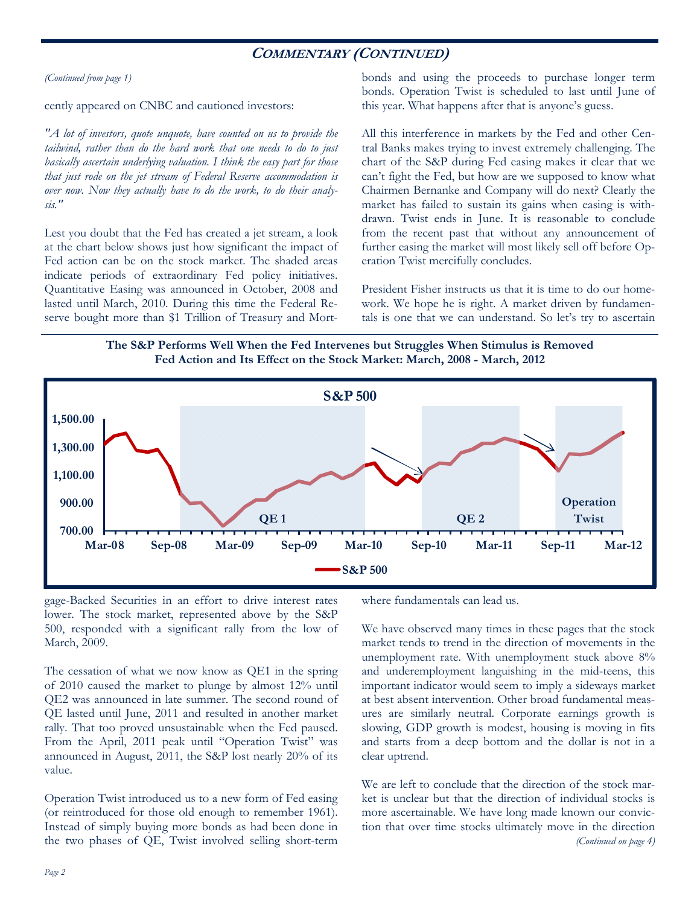## COMMENTARY (CONTINUED)

*(Continued from page 1)*

cently appeared on CNBC and cautioned investors:

*"A lot of investors, quote unquote, have counted on us to provide the tailwind, rather than do the hard work that one needs to do to just basically ascertain underlying valuation. I think the easy part for those that just rode on the jet stream of Federal Reserve accommodation is over now. Now they actually have to do the work, to do their analysis."*

Lest you doubt that the Fed has created a jet stream, a look at the chart below shows just how significant the impact of Fed action can be on the stock market. The shaded areas indicate periods of extraordinary Fed policy initiatives. Quantitative Easing was announced in October, 2008 and lasted until March, 2010. During this time the Federal Reserve bought more than $1 Trillion of Treasury and Mortgage-Backed Securities in an effort to drive interest rates lower. The stock market, represented above by the S&P 500, responded with a significant rally from the low of March, 2009.

The cessation of what we now know as QE1 in the spring of 2010 caused the market to plunge by almost 12% until QE2 was announced in late summer. The second round of QE lasted until June, 2011 and resulted in another market rally. That too proved unsustainable when the Fed paused. From the April, 2011 peak until "Operation Twist" was announced in August, 2011, the S&P lost nearly 20% of its value.

Operation Twist introduced us to a new form of Fed easing (or reintroduced for those old enough to remember 1961). Instead of simply buying more bonds as had been done in the two phases of QE, Twist involved selling short-term bonds and using the proceeds to purchase longer term bonds. Operation Twist is scheduled to last until June of this year. What happens after that is anyone's guess.

All this interference in markets by the Fed and other Central Banks makes trying to invest extremely challenging. The chart of the S&P during Fed easing makes it clear that we can't fight the Fed, but how are we supposed to know what Chairmen Bernanke and Company will do next? Clearly the market has failed to sustain its gains when easing is withdrawn. Twist ends in June. It is reasonable to conclude from the recent past that without any announcement of further easing the market will most likely sell off before Operation Twist mercifully concludes.

President Fisher instructs us that it is time to do our homework. We hope he is right. A market driven by fundamentals is one that we can understand. So let's try to ascertain where fundamentals can lead us.

**The S&P Performs Well When the Fed Intervenes but Struggles When Stimulus is Removed**
**Fed Action and Its Effect on the Stock Market: March, 2008 - March, 2012**

We have observed many times in these pages that the stock market tends to trend in the direction of movements in the unemployment rate. With unemployment stuck above 8% and underemployment languishing in the mid-teens, this important indicator would seem to imply a sideways market at best absent intervention. Other broad fundamental measures are similarly neutral. Corporate earnings growth is slowing, GDP growth is modest, housing is moving in fits and starts from a deep bottom and the dollar is not in a clear uptrend.

We are left to conclude that the direction of the stock market is unclear but that the direction of individual stocks is more ascertainable. We have long made known our conviction that over time stocks ultimately move in the direction

*(Continued on page 4)*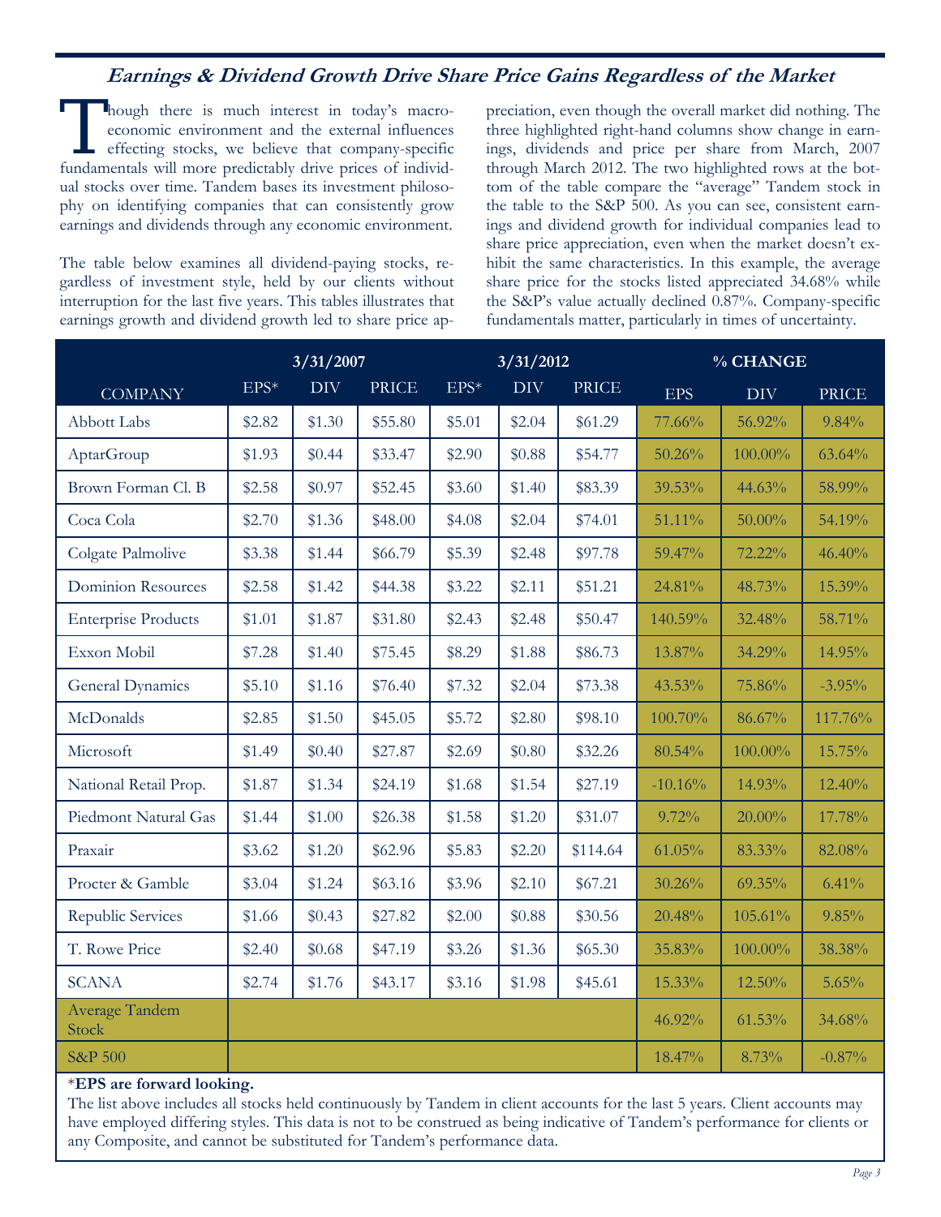## *Earnings & Dividend Growth Drive Share Price Gains Regardless of the Market*

Though there is much interest in today's macroeconomic environment and the external influences effecting stocks, we believe that company-specific fundamentals will more predictably drive prices of individual stocks over time. Tandem bases its investment philosophy on identifying companies that can consistently grow earnings and dividends through any economic environment.

The table below examines all dividend-paying stocks, regardless of investment style, held by our clients without interruption for the last five years. This tables illustrates that earnings growth and dividend growth led to share price appreciation, even though the overall market did nothing. The three highlighted right-hand columns show change in earnings, dividends and price per share from March, 2007 through March 2012. The two highlighted rows at the bottom of the table compare the "average" Tandem stock in the table to the S&P 500. As you can see, consistent earnings and dividend growth for individual companies lead to share price appreciation, even when the market doesn't exhibit the same characteristics. In this example, the average share price for the stocks listed appreciated 34.68% while the S&P's value actually declined 0.87%. Company-specific fundamentals matter, particularly in times of uncertainty.

| | 3/31/2007 | | | 3/31/2012 | | | % CHANGE | | |
|---|---|---|---|---|---|---|---|---|---|
| COMPANY | EPS* | DIV | PRICE | EPS* | DIV | PRICE | EPS | DIV | PRICE |
| Abbott Labs | $2.82 | $1.30 | $55.80 | $5.01 | $2.04 | $61.29 | 77.66% | 56.92% | 9.84% |
| AptarGroup | $1.93 | $0.44 | $33.47 | $2.90 | $0.88 | $54.77 | 50.26% | 100.00% | 63.64% |
| Brown Forman Cl. B | $2.58 | $0.97 | $52.45 | $3.60 | $1.40 | $83.39 | 39.53% | 44.63% | 58.99% |
| Coca Cola | $2.70 | $1.36 | $48.00 | $4.08 | $2.04 | $74.01 | 51.11% | 50.00% | 54.19% |
| Colgate Palmolive | $3.38 | $1.44 | $66.79 | $5.39 | $2.48 | $97.78 | 59.47% | 72.22% | 46.40% |
| Dominion Resources | $2.58 | $1.42 | $44.38 | $3.22 | $2.11 | $51.21 | 24.81% | 48.73% | 15.39% |
| Enterprise Products | $1.01 | $1.87 | $31.80 | $2.43 | $2.48 | $50.47 | 140.59% | 32.48% | 58.71% |
| Exxon Mobil | $7.28 | $1.40 | $75.45 | $8.29 | $1.88 | $86.73 | 13.87% | 34.29% | 14.95% |
| General Dynamics | $5.10 | $1.16 | $76.40 | $7.32 | $2.04 | $73.38 | 43.53% | 75.86% | -3.95% |
| McDonalds | $2.85 | $1.50 | $45.05 | $5.72 | $2.80 | $98.10 | 100.70% | 86.67% | 117.76% |
| Microsoft | $1.49 | $0.40 | $27.87 | $2.69 | $0.80 | $32.26 | 80.54% | 100.00% | 15.75% |
| National Retail Prop. | $1.87 | $1.34 | $24.19 | $1.68 | $1.54 | $27.19 | -10.16% | 14.93% | 12.40% |
| Piedmont Natural Gas | $1.44 | $1.00 | $26.38 | $1.58 | $1.20 | $31.07 | 9.72% | 20.00% | 17.78% |
| Praxair | $3.62 | $1.20 | $62.96 | $5.83 | $2.20 | $114.64 | 61.05% | 83.33% | 82.08% |
| Procter & Gamble | $3.04 | $1.24 | $63.16 | $3.96 | $2.10 | $67.21 | 30.26% | 69.35% | 6.41% |
| Republic Services | $1.66 | $0.43 | $27.82 | $2.00 | $0.88 | $30.56 | 20.48% | 105.61% | 9.85% |
| T. Rowe Price | $2.40 | $0.68 | $47.19 | $3.26 | $1.36 | $65.30 | 35.83% | 100.00% | 38.38% |
| SCANA | $2.74 | $1.76 | $43.17 | $3.16 | $1.98 | $45.61 | 15.33% | 12.50% | 5.65% |
| Average Tandem Stock | | | | | | | 46.92% | 61.53% | 34.68% |
| S&P 500 | | | | | | | 18.47% | 8.73% | -0.87% |

***EPS are forward looking.**

The list above includes all stocks held continuously by Tandem in client accounts for the last 5 years. Client accounts may have employed differing styles. This data is not to be construed as being indicative of Tandem's performance for clients or any Composite, and cannot be substituted for Tandem's performance data.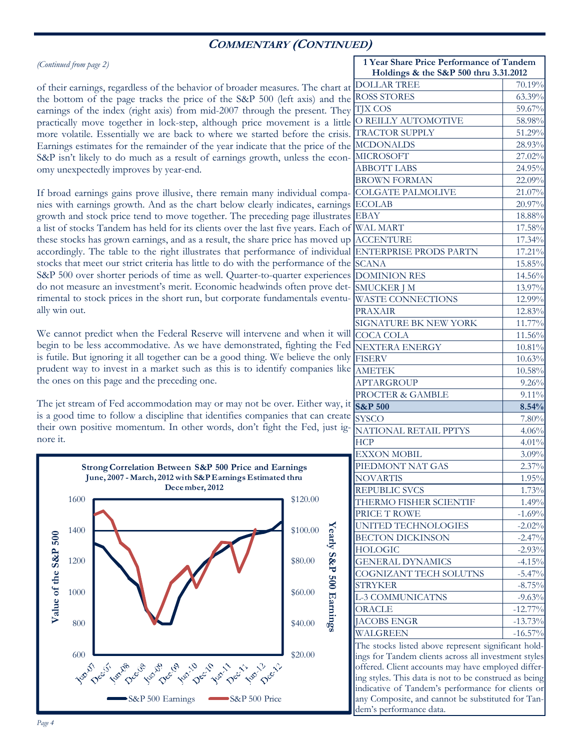## COMMENTARY (CONTINUED)

*(Continued from page 2)*

of their earnings, regardless of the behavior of broader measures. The chart at the bottom of the page tracks the price of the S&P 500 (left axis) and the earnings of the index (right axis) from mid-2007 through the present. They practically move together in lock-step, although price movement is a little more volatile. Essentially we are back to where we started before the crisis. Earnings estimates for the remainder of the year indicate that the price of the S&P isn't likely to do much as a result of earnings growth, unless the economy unexpectedly improves by year-end.

If broad earnings gains prove illusive, there remain many individual companies with earnings growth. And as the chart below clearly indicates, earnings growth and stock price tend to move together. The preceding page illustrates a list of stocks Tandem has held for its clients over the last five years. Each of these stocks has grown earnings, and as a result, the share price has moved up accordingly. The table to the right illustrates that performance of individual stocks that meet our strict criteria has little to do with the performance of the S&P 500 over shorter periods of time as well. Quarter-to-quarter experiences do not measure an investment's merit. Economic headwinds often prove detrimental to stock prices in the short run, but corporate fundamentals eventually win out.

We cannot predict when the Federal Reserve will intervene and when it will begin to be less accommodative. As we have demonstrated, fighting the Fed is futile. But ignoring it all together can be a good thing. We believe the only prudent way to invest in a market such as this is to identify companies like the ones on this page and the preceding one.

The jet stream of Fed accommodation may or may not be over. Either way, it is a good time to follow a discipline that identifies companies that can create their own positive momentum. In other words, don't fight the Fed, just ignore it.

**Strong Correlation Between S&P 500 Price and Earnings**
**June, 2007 - March, 2012 with S&P Earnings Estimated thru December, 2012**

| 1 Year Share Price Performance of Tandem Holdings & the S&P 500 thru 3.31.2012 | |
|---|---|
| DOLLAR TREE | 70.19% |
| ROSS STORES | 63.39% |
| TJX COS | 59.67% |
| O REILLY AUTOMOTIVE | 58.98% |
| TRACTOR SUPPLY | 51.29% |
| MCDONALDS | 28.93% |
| MICROSOFT | 27.02% |
| ABBOTT LABS | 24.95% |
| BROWN FORMAN | 22.09% |
| COLGATE PALMOLIVE | 21.07% |
| ECOLAB | 20.97% |
| EBAY | 18.88% |
| WAL MART | 17.58% |
| ACCENTURE | 17.34% |
| ENTERPRISE PRODS PARTN | 17.21% |
| SCANA | 15.85% |
| DOMINION RES | 14.56% |
| SMUCKER J M | 13.97% |
| WASTE CONNECTIONS | 12.99% |
| PRAXAIR | 12.83% |
| SIGNATURE BK NEW YORK | 11.77% |
| COCA COLA | 11.56% |
| NEXTERA ENERGY | 10.81% |
| FISERV | 10.63% |
| AMETEK | 10.58% |
| APTARGROUP | 9.26% |
| PROCTER & GAMBLE | 9.11% |
| **S&P 500** | **8.54%** |
| SYSCO | 7.80% |
| NATIONAL RETAIL PPTYS | 4.06% |
| HCP | 4.01% |
| EXXON MOBIL | 3.09% |
| PIEDMONT NAT GAS | 2.37% |
| NOVARTIS | 1.95% |
| REPUBLIC SVCS | 1.73% |
| THERMO FISHER SCIENTIF | 1.49% |
| PRICE T ROWE | -1.69% |
| UNITED TECHNOLOGIES | -2.02% |
| BECTON DICKINSON | -2.47% |
| HOLOGIC | -2.93% |
| GENERAL DYNAMICS | -4.15% |
| COGNIZANT TECH SOLUTNS | -5.47% |
| STRYKER | -8.75% |
| L-3 COMMUNICATNS | -9.63% |
| ORACLE | -12.77% |
| JACOBS ENGR | -13.73% |
| WALGREEN | -16.57% |

The stocks listed above represent significant holdings for Tandem clients across all investment styles offered. Client accounts may have employed differing styles. This data is not to be construed as being indicative of Tandem's performance for clients or any Composite, and cannot be substituted for Tandem's performance data.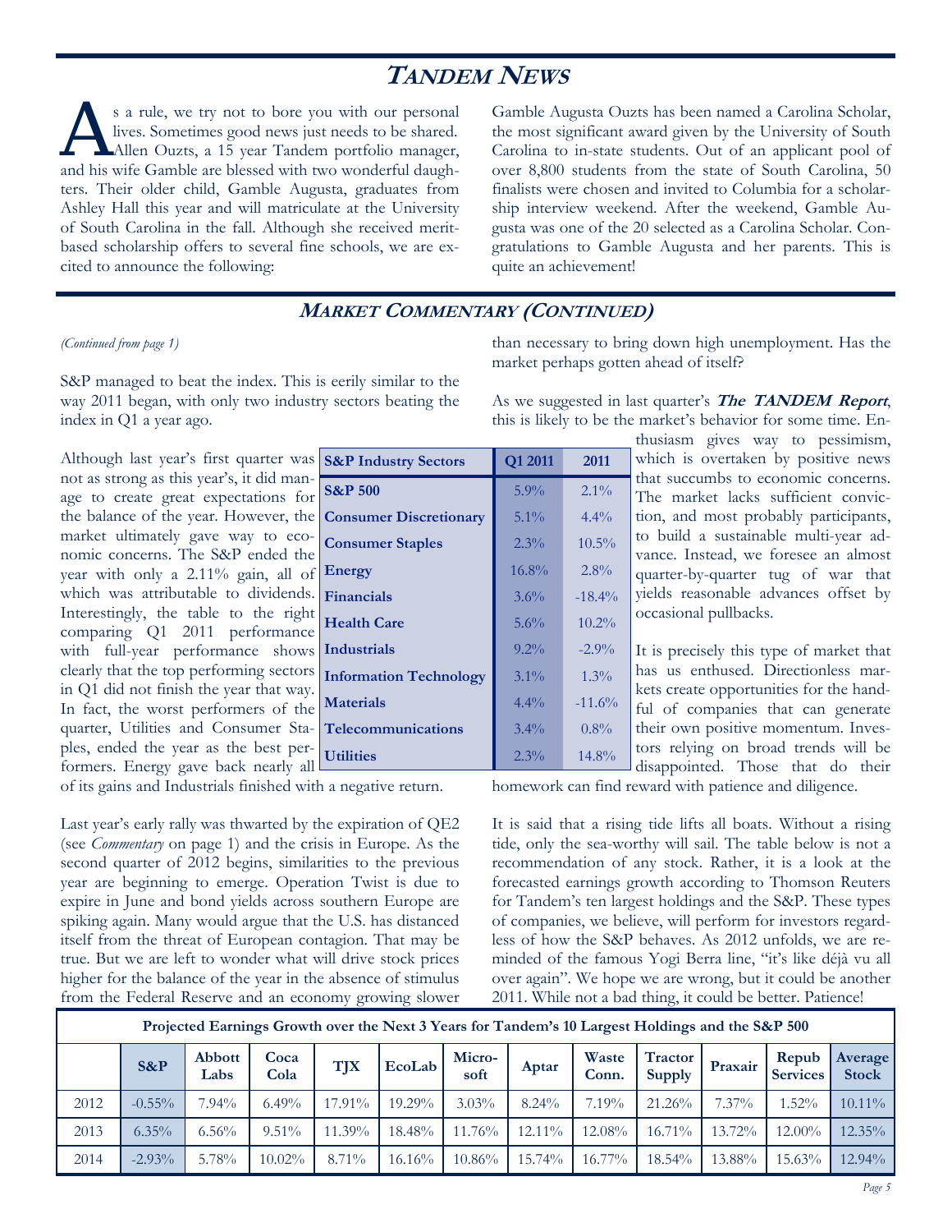# TANDEM NEWS

As a rule, we try not to bore you with our personal lives. Sometimes good news just needs to be shared. Allen Ouzts, a 15 year Tandem portfolio manager, and his wife Gamble are blessed with two wonderful daughters. Their older child, Gamble Augusta, graduates from Ashley Hall this year and will matriculate at the University of South Carolina in the fall. Although she received merit-based scholarship offers to several fine schools, we are excited to announce the following:

Gamble Augusta Ouzts has been named a Carolina Scholar, the most significant award given by the University of South Carolina to in-state students. Out of an applicant pool of over 8,800 students from the state of South Carolina, 50 finalists were chosen and invited to Columbia for a scholarship interview weekend. After the weekend, Gamble Augusta was one of the 20 selected as a Carolina Scholar. Congratulations to Gamble Augusta and her parents. This is quite an achievement!

## MARKET COMMENTARY (CONTINUED)

*(Continued from page 1)*

S&P managed to beat the index. This is eerily similar to the way 2011 began, with only two industry sectors beating the index in Q1 a year ago.

Although last year's first quarter was not as strong as this year's, it did manage to create great expectations for the balance of the year. However, the market ultimately gave way to economic concerns. The S&P ended the year with only a 2.11% gain, all of which was attributable to dividends. Interestingly, the table to the right comparing Q1 2011 performance with full-year performance shows clearly that the top performing sectors in Q1 did not finish the year that way. In fact, the worst performers of the quarter, Utilities and Consumer Staples, ended the year as the best performers. Energy gave back nearly all of its gains and Industrials finished with a negative return.

| S&P Industry Sectors | Q1 2011 | 2011 |
|---|---|---|
| **S&P 500** | 5.9% | 2.1% |
| **Consumer Discretionary** | 5.1% | 4.4% |
| **Consumer Staples** | 2.3% | 10.5% |
| **Energy** | 16.8% | 2.8% |
| **Financials** | 3.6% | -18.4% |
| **Health Care** | 5.6% | 10.2% |
| **Industrials** | 9.2% | -2.9% |
| **Information Technology** | 3.1% | 1.3% |
| **Materials** | 4.4% | -11.6% |
| **Telecommunications** | 3.4% | 0.8% |
| **Utilities** | 2.3% | 14.8% |

Last year's early rally was thwarted by the expiration of QE2 (see *Commentary* on page 1) and the crisis in Europe. As the second quarter of 2012 begins, similarities to the previous year are beginning to emerge. Operation Twist is due to expire in June and bond yields across southern Europe are spiking again. Many would argue that the U.S. has distanced itself from the threat of European contagion. That may be true. But we are left to wonder what will drive stock prices higher for the balance of the year in the absence of stimulus from the Federal Reserve and an economy growing slower than necessary to bring down high unemployment. Has the market perhaps gotten ahead of itself?

As we suggested in last quarter's ***The TANDEM Report***, this is likely to be the market's behavior for some time. Enthusiasm gives way to pessimism, which is overtaken by positive news that succumbs to economic concerns. The market lacks sufficient conviction, and most probably participants, to build a sustainable multi-year advance. Instead, we foresee an almost quarter-by-quarter tug of war that yields reasonable advances offset by occasional pullbacks.

It is precisely this type of market that has us enthused. Directionless markets create opportunities for the handful of companies that can generate their own positive momentum. Investors relying on broad trends will be disappointed. Those that do their homework can find reward with patience and diligence.

It is said that a rising tide lifts all boats. Without a rising tide, only the sea-worthy will sail. The table below is not a recommendation of any stock. Rather, it is a look at the forecasted earnings growth according to Thomson Reuters for Tandem's ten largest holdings and the S&P. These types of companies, we believe, will perform for investors regardless of how the S&P behaves. As 2012 unfolds, we are reminded of the famous Yogi Berra line, "it's like déjà vu all over again". We hope we are wrong, but it could be another 2011. While not a bad thing, it could be better. Patience!

**Projected Earnings Growth over the Next 3 Years for Tandem's 10 Largest Holdings and the S&P 500**

| | S&P | Abbott Labs | Coca Cola | TJX | EcoLab | Micro-soft | Aptar | Waste Conn. | Tractor Supply | Praxair | Repub Services | Average Stock |
|---|---|---|---|---|---|---|---|---|---|---|---|---|
| 2012 | -0.55% | 7.94% | 6.49% | 17.91% | 19.29% | 3.03% | 8.24% | 7.19% | 21.26% | 7.37% | 1.52% | 10.11% |
| 2013 | 6.35% | 6.56% | 9.51% | 11.39% | 18.48% | 11.76% | 12.11% | 12.08% | 16.71% | 13.72% | 12.00% | 12.35% |
| 2014 | -2.93% | 5.78% | 10.02% | 8.71% | 16.16% | 10.86% | 15.74% | 16.77% | 18.54% | 13.88% | 15.63% | 12.94% |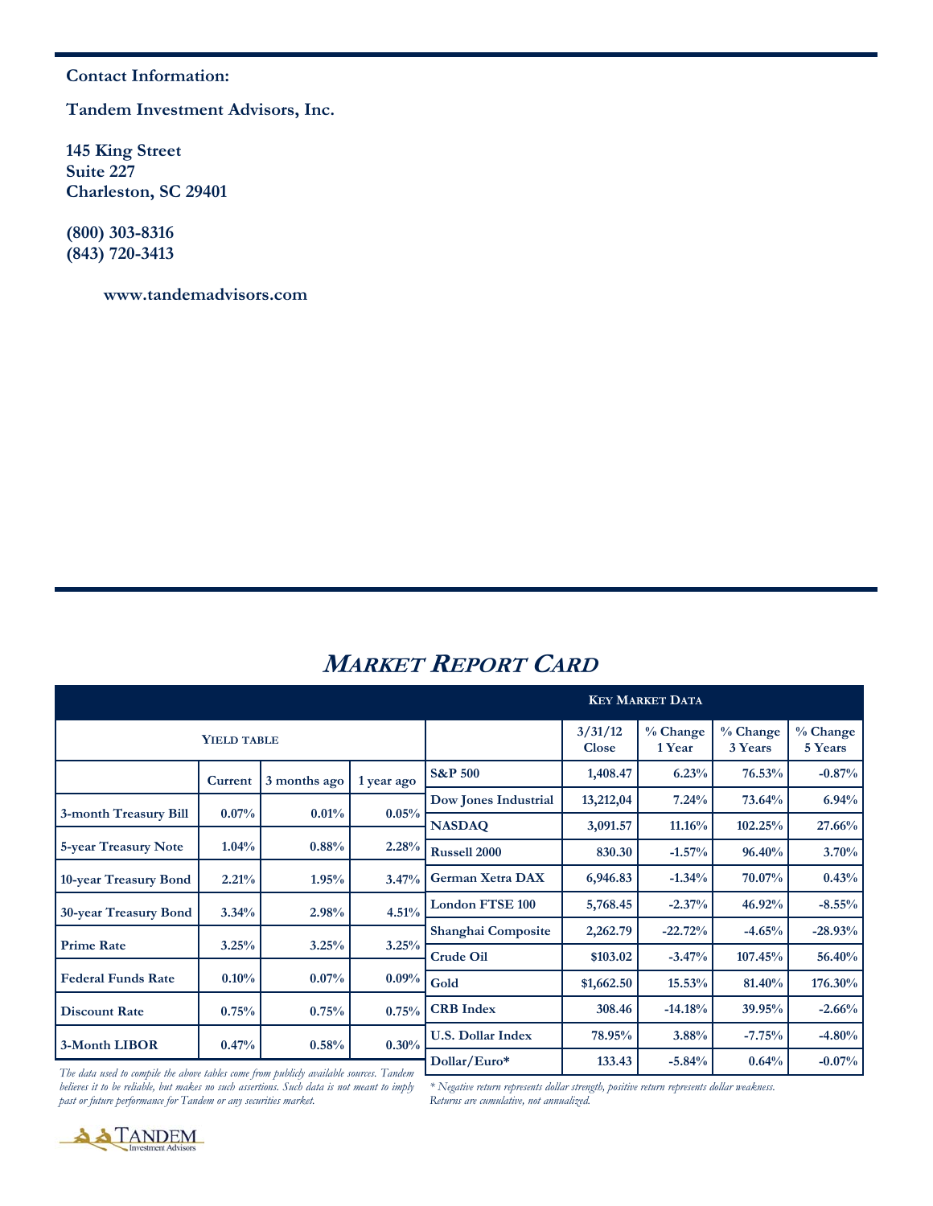**Contact Information:**

**Tandem Investment Advisors, Inc.**

**145 King Street**
**Suite 227**
**Charleston, SC 29401**

**(800) 303-8316**
**(843) 720-3413**

**www.tandemadvisors.com**

# *Market Report Card*

| Yield Table | Current | 3 months ago | 1 year ago |
|---|---|---|---|
| **3-month Treasury Bill** | 0.07% | 0.01% | 0.05% |
| **5-year Treasury Note** | 1.04% | 0.88% | 2.28% |
| **10-year Treasury Bond** | 2.21% | 1.95% | 3.47% |
| **30-year Treasury Bond** | 3.34% | 2.98% | 4.51% |
| **Prime Rate** | 3.25% | 3.25% | 3.25% |
| **Federal Funds Rate** | 0.10% | 0.07% | 0.09% |
| **Discount Rate** | 0.75% | 0.75% | 0.75% |
| **3-Month LIBOR** | 0.47% | 0.58% | 0.30% |

*The data used to compile the above tables come from publicly available sources. Tandem believes it to be reliable, but makes no such assertions. Such data is not meant to imply past or future performance for Tandem or any securities market.*

| Key Market Data | 3/31/12 Close | % Change 1 Year | % Change 3 Years | % Change 5 Years |
|---|---|---|---|---|
| **S&P 500** | 1,408.47 | 6.23% | 76.53% | -0.87% |
| **Dow Jones Industrial** | 13,212,04 | 7.24% | 73.64% | 6.94% |
| **NASDAQ** | 3,091.57 | 11.16% | 102.25% | 27.66% |
| **Russell 2000** | 830.30 | -1.57% | 96.40% | 3.70% |
| **German Xetra DAX** | 6,946.83 | -1.34% | 70.07% | 0.43% |
| **London FTSE 100** | 5,768.45 | -2.37% | 46.92% | -8.55% |
| **Shanghai Composite** | 2,262.79 | -22.72% | -4.65% | -28.93% |
| **Crude Oil** | $103.02 | -3.47% | 107.45% | 56.40% |
| **Gold** | $1,662.50 | 15.53% | 81.40% | 176.30% |
| **CRB Index** | 308.46 | -14.18% | 39.95% | -2.66% |
| **U.S. Dollar Index** | 78.95% | 3.88% | -7.75% | -4.80% |
| **Dollar/Euro*** | 133.43 | -5.84% | 0.64% | -0.07% |

*\* Negative return represents dollar strength, positive return represents dollar weakness. Returns are cumulative, not annualized.*

TANDEM Investment Advisors